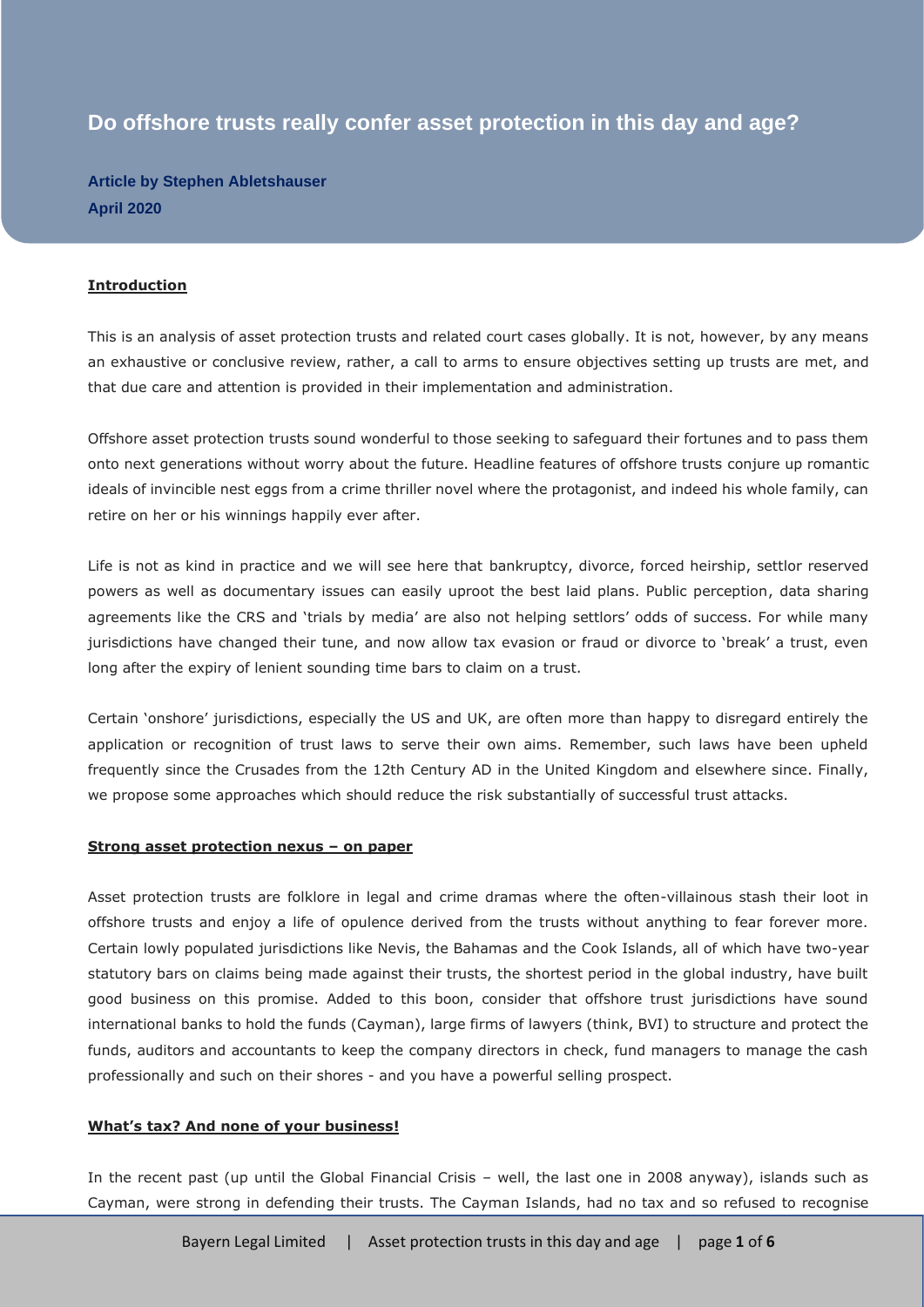# Do offshore trusts really confer asset protection in this day and age?

**Article by Stephen Abletshauser**
**April 2020**

## Introduction

This is an analysis of asset protection trusts and related court cases globally. It is not, however, by any means an exhaustive or conclusive review, rather, a call to arms to ensure objectives setting up trusts are met, and that due care and attention is provided in their implementation and administration.

Offshore asset protection trusts sound wonderful to those seeking to safeguard their fortunes and to pass them onto next generations without worry about the future. Headline features of offshore trusts conjure up romantic ideals of invincible nest eggs from a crime thriller novel where the protagonist, and indeed his whole family, can retire on her or his winnings happily ever after.

Life is not as kind in practice and we will see here that bankruptcy, divorce, forced heirship, settlor reserved powers as well as documentary issues can easily uproot the best laid plans. Public perception, data sharing agreements like the CRS and 'trials by media' are also not helping settlors' odds of success. For while many jurisdictions have changed their tune, and now allow tax evasion or fraud or divorce to 'break' a trust, even long after the expiry of lenient sounding time bars to claim on a trust.

Certain 'onshore' jurisdictions, especially the US and UK, are often more than happy to disregard entirely the application or recognition of trust laws to serve their own aims. Remember, such laws have been upheld frequently since the Crusades from the 12th Century AD in the United Kingdom and elsewhere since. Finally, we propose some approaches which should reduce the risk substantially of successful trust attacks.

## Strong asset protection nexus – on paper

Asset protection trusts are folklore in legal and crime dramas where the often-villainous stash their loot in offshore trusts and enjoy a life of opulence derived from the trusts without anything to fear forever more. Certain lowly populated jurisdictions like Nevis, the Bahamas and the Cook Islands, all of which have two-year statutory bars on claims being made against their trusts, the shortest period in the global industry, have built good business on this promise. Added to this boon, consider that offshore trust jurisdictions have sound international banks to hold the funds (Cayman), large firms of lawyers (think, BVI) to structure and protect the funds, auditors and accountants to keep the company directors in check, fund managers to manage the cash professionally and such on their shores - and you have a powerful selling prospect.

## What's tax? And none of your business!

In the recent past (up until the Global Financial Crisis – well, the last one in 2008 anyway), islands such as Cayman, were strong in defending their trusts. The Cayman Islands, had no tax and so refused to recognise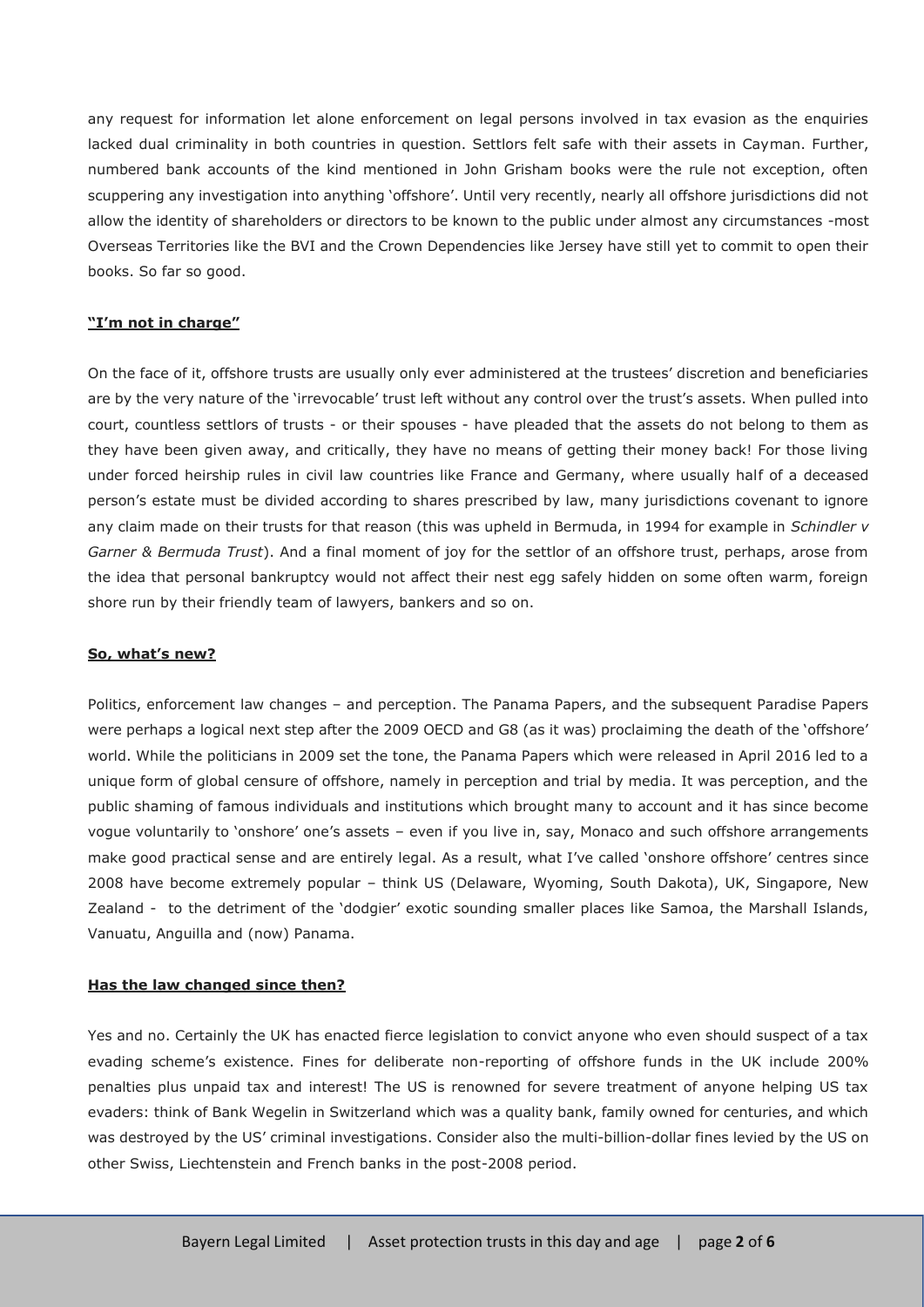any request for information let alone enforcement on legal persons involved in tax evasion as the enquiries lacked dual criminality in both countries in question. Settlors felt safe with their assets in Cayman. Further, numbered bank accounts of the kind mentioned in John Grisham books were the rule not exception, often scuppering any investigation into anything 'offshore'. Until very recently, nearly all offshore jurisdictions did not allow the identity of shareholders or directors to be known to the public under almost any circumstances -most Overseas Territories like the BVI and the Crown Dependencies like Jersey have still yet to commit to open their books. So far so good.

**"I'm not in charge"**

On the face of it, offshore trusts are usually only ever administered at the trustees' discretion and beneficiaries are by the very nature of the 'irrevocable' trust left without any control over the trust's assets. When pulled into court, countless settlors of trusts - or their spouses - have pleaded that the assets do not belong to them as they have been given away, and critically, they have no means of getting their money back! For those living under forced heirship rules in civil law countries like France and Germany, where usually half of a deceased person's estate must be divided according to shares prescribed by law, many jurisdictions covenant to ignore any claim made on their trusts for that reason (this was upheld in Bermuda, in 1994 for example in *Schindler v Garner & Bermuda Trust*). And a final moment of joy for the settlor of an offshore trust, perhaps, arose from the idea that personal bankruptcy would not affect their nest egg safely hidden on some often warm, foreign shore run by their friendly team of lawyers, bankers and so on.

**So, what's new?**

Politics, enforcement law changes – and perception. The Panama Papers, and the subsequent Paradise Papers were perhaps a logical next step after the 2009 OECD and G8 (as it was) proclaiming the death of the 'offshore' world. While the politicians in 2009 set the tone, the Panama Papers which were released in April 2016 led to a unique form of global censure of offshore, namely in perception and trial by media. It was perception, and the public shaming of famous individuals and institutions which brought many to account and it has since become vogue voluntarily to 'onshore' one's assets – even if you live in, say, Monaco and such offshore arrangements make good practical sense and are entirely legal. As a result, what I've called 'onshore offshore' centres since 2008 have become extremely popular – think US (Delaware, Wyoming, South Dakota), UK, Singapore, New Zealand - to the detriment of the 'dodgier' exotic sounding smaller places like Samoa, the Marshall Islands, Vanuatu, Anguilla and (now) Panama.

**Has the law changed since then?**

Yes and no. Certainly the UK has enacted fierce legislation to convict anyone who even should suspect of a tax evading scheme's existence. Fines for deliberate non-reporting of offshore funds in the UK include 200% penalties plus unpaid tax and interest! The US is renowned for severe treatment of anyone helping US tax evaders: think of Bank Wegelin in Switzerland which was a quality bank, family owned for centuries, and which was destroyed by the US' criminal investigations. Consider also the multi-billion-dollar fines levied by the US on other Swiss, Liechtenstein and French banks in the post-2008 period.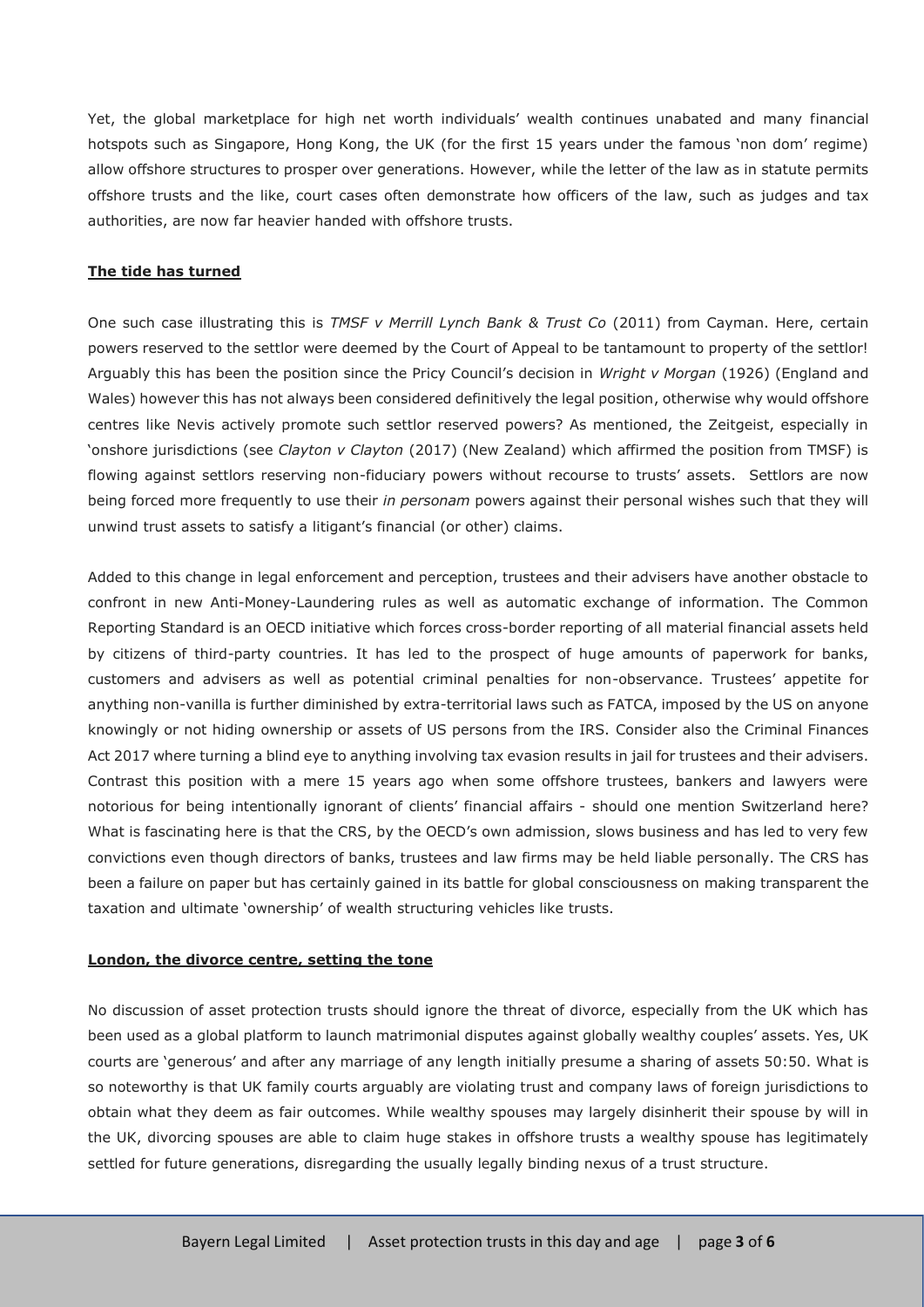Yet, the global marketplace for high net worth individuals' wealth continues unabated and many financial hotspots such as Singapore, Hong Kong, the UK (for the first 15 years under the famous 'non dom' regime) allow offshore structures to prosper over generations. However, while the letter of the law as in statute permits offshore trusts and the like, court cases often demonstrate how officers of the law, such as judges and tax authorities, are now far heavier handed with offshore trusts.

**The tide has turned**

One such case illustrating this is *TMSF v Merrill Lynch Bank & Trust Co* (2011) from Cayman. Here, certain powers reserved to the settlor were deemed by the Court of Appeal to be tantamount to property of the settlor! Arguably this has been the position since the Pricy Council's decision in *Wright v Morgan* (1926) (England and Wales) however this has not always been considered definitively the legal position, otherwise why would offshore centres like Nevis actively promote such settlor reserved powers? As mentioned, the Zeitgeist, especially in 'onshore jurisdictions (see *Clayton v Clayton* (2017) (New Zealand) which affirmed the position from TMSF) is flowing against settlors reserving non-fiduciary powers without recourse to trusts' assets. Settlors are now being forced more frequently to use their *in personam* powers against their personal wishes such that they will unwind trust assets to satisfy a litigant's financial (or other) claims.

Added to this change in legal enforcement and perception, trustees and their advisers have another obstacle to confront in new Anti-Money-Laundering rules as well as automatic exchange of information. The Common Reporting Standard is an OECD initiative which forces cross-border reporting of all material financial assets held by citizens of third-party countries. It has led to the prospect of huge amounts of paperwork for banks, customers and advisers as well as potential criminal penalties for non-observance. Trustees' appetite for anything non-vanilla is further diminished by extra-territorial laws such as FATCA, imposed by the US on anyone knowingly or not hiding ownership or assets of US persons from the IRS. Consider also the Criminal Finances Act 2017 where turning a blind eye to anything involving tax evasion results in jail for trustees and their advisers. Contrast this position with a mere 15 years ago when some offshore trustees, bankers and lawyers were notorious for being intentionally ignorant of clients' financial affairs - should one mention Switzerland here? What is fascinating here is that the CRS, by the OECD's own admission, slows business and has led to very few convictions even though directors of banks, trustees and law firms may be held liable personally. The CRS has been a failure on paper but has certainly gained in its battle for global consciousness on making transparent the taxation and ultimate 'ownership' of wealth structuring vehicles like trusts.

**London, the divorce centre, setting the tone**

No discussion of asset protection trusts should ignore the threat of divorce, especially from the UK which has been used as a global platform to launch matrimonial disputes against globally wealthy couples' assets. Yes, UK courts are 'generous' and after any marriage of any length initially presume a sharing of assets 50:50. What is so noteworthy is that UK family courts arguably are violating trust and company laws of foreign jurisdictions to obtain what they deem as fair outcomes. While wealthy spouses may largely disinherit their spouse by will in the UK, divorcing spouses are able to claim huge stakes in offshore trusts a wealthy spouse has legitimately settled for future generations, disregarding the usually legally binding nexus of a trust structure.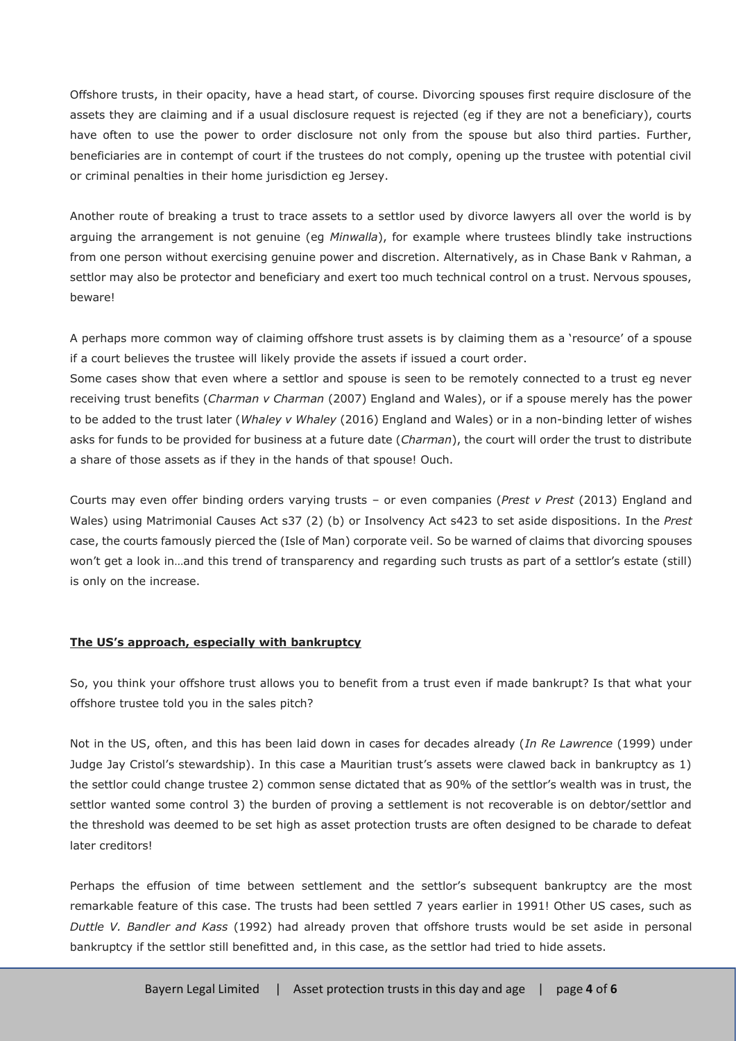Offshore trusts, in their opacity, have a head start, of course. Divorcing spouses first require disclosure of the assets they are claiming and if a usual disclosure request is rejected (eg if they are not a beneficiary), courts have often to use the power to order disclosure not only from the spouse but also third parties. Further, beneficiaries are in contempt of court if the trustees do not comply, opening up the trustee with potential civil or criminal penalties in their home jurisdiction eg Jersey.

Another route of breaking a trust to trace assets to a settlor used by divorce lawyers all over the world is by arguing the arrangement is not genuine (eg *Minwalla*), for example where trustees blindly take instructions from one person without exercising genuine power and discretion. Alternatively, as in Chase Bank v Rahman, a settlor may also be protector and beneficiary and exert too much technical control on a trust. Nervous spouses, beware!

A perhaps more common way of claiming offshore trust assets is by claiming them as a 'resource' of a spouse if a court believes the trustee will likely provide the assets if issued a court order.

Some cases show that even where a settlor and spouse is seen to be remotely connected to a trust eg never receiving trust benefits (*Charman v Charman* (2007) England and Wales), or if a spouse merely has the power to be added to the trust later (*Whaley v Whaley* (2016) England and Wales) or in a non-binding letter of wishes asks for funds to be provided for business at a future date (*Charman*), the court will order the trust to distribute a share of those assets as if they in the hands of that spouse! Ouch.

Courts may even offer binding orders varying trusts – or even companies (*Prest v Prest* (2013) England and Wales) using Matrimonial Causes Act s37 (2) (b) or Insolvency Act s423 to set aside dispositions. In the *Prest* case, the courts famously pierced the (Isle of Man) corporate veil. So be warned of claims that divorcing spouses won't get a look in…and this trend of transparency and regarding such trusts as part of a settlor's estate (still) is only on the increase.

**<u>The US's approach, especially with bankruptcy</u>**

So, you think your offshore trust allows you to benefit from a trust even if made bankrupt? Is that what your offshore trustee told you in the sales pitch?

Not in the US, often, and this has been laid down in cases for decades already (*In Re Lawrence* (1999) under Judge Jay Cristol's stewardship). In this case a Mauritian trust's assets were clawed back in bankruptcy as 1) the settlor could change trustee 2) common sense dictated that as 90% of the settlor's wealth was in trust, the settlor wanted some control 3) the burden of proving a settlement is not recoverable is on debtor/settlor and the threshold was deemed to be set high as asset protection trusts are often designed to be charade to defeat later creditors!

Perhaps the effusion of time between settlement and the settlor's subsequent bankruptcy are the most remarkable feature of this case. The trusts had been settled 7 years earlier in 1991! Other US cases, such as *Duttle V. Bandler and Kass* (1992) had already proven that offshore trusts would be set aside in personal bankruptcy if the settlor still benefitted and, in this case, as the settlor had tried to hide assets.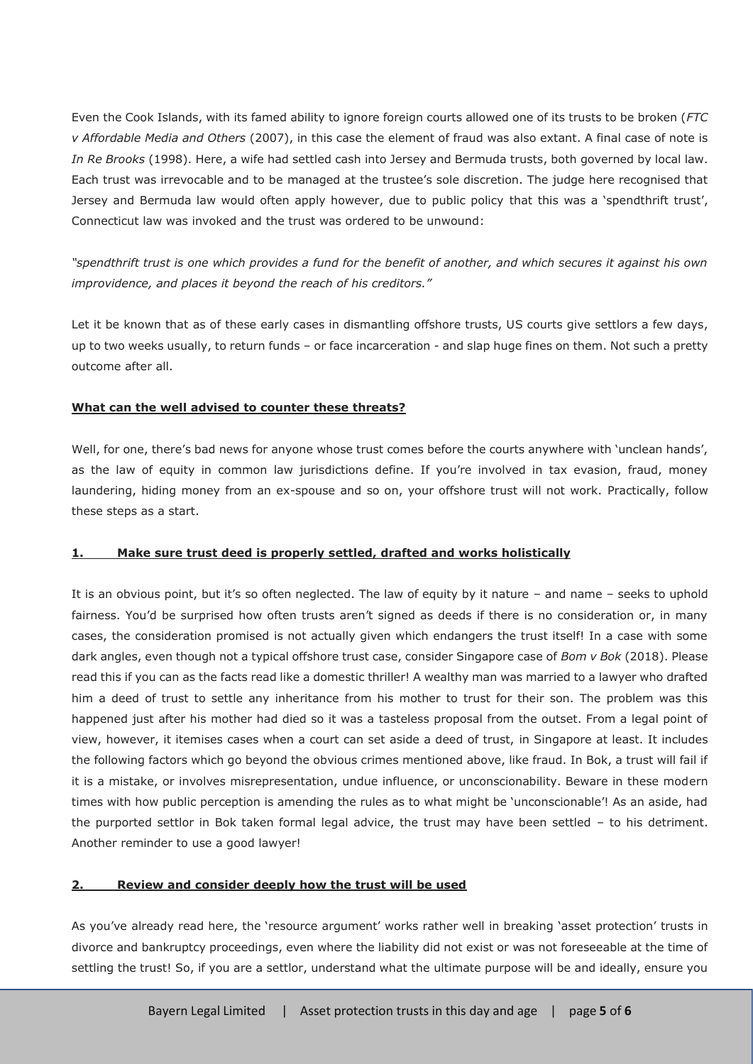Even the Cook Islands, with its famed ability to ignore foreign courts allowed one of its trusts to be broken (*FTC v Affordable Media and Others* (2007), in this case the element of fraud was also extant. A final case of note is *In Re Brooks* (1998). Here, a wife had settled cash into Jersey and Bermuda trusts, both governed by local law. Each trust was irrevocable and to be managed at the trustee's sole discretion. The judge here recognised that Jersey and Bermuda law would often apply however, due to public policy that this was a 'spendthrift trust', Connecticut law was invoked and the trust was ordered to be unwound:

*"spendthrift trust is one which provides a fund for the benefit of another, and which secures it against his own improvidence, and places it beyond the reach of his creditors."*

Let it be known that as of these early cases in dismantling offshore trusts, US courts give settlors a few days, up to two weeks usually, to return funds – or face incarceration - and slap huge fines on them. Not such a pretty outcome after all.

**What can the well advised to counter these threats?**

Well, for one, there's bad news for anyone whose trust comes before the courts anywhere with 'unclean hands', as the law of equity in common law jurisdictions define. If you're involved in tax evasion, fraud, money laundering, hiding money from an ex-spouse and so on, your offshore trust will not work. Practically, follow these steps as a start.

**1. Make sure trust deed is properly settled, drafted and works holistically**

It is an obvious point, but it's so often neglected. The law of equity by it nature – and name – seeks to uphold fairness. You'd be surprised how often trusts aren't signed as deeds if there is no consideration or, in many cases, the consideration promised is not actually given which endangers the trust itself! In a case with some dark angles, even though not a typical offshore trust case, consider Singapore case of *Bom v Bok* (2018). Please read this if you can as the facts read like a domestic thriller! A wealthy man was married to a lawyer who drafted him a deed of trust to settle any inheritance from his mother to trust for their son. The problem was this happened just after his mother had died so it was a tasteless proposal from the outset. From a legal point of view, however, it itemises cases when a court can set aside a deed of trust, in Singapore at least. It includes the following factors which go beyond the obvious crimes mentioned above, like fraud. In Bok, a trust will fail if it is a mistake, or involves misrepresentation, undue influence, or unconscionability. Beware in these modern times with how public perception is amending the rules as to what might be 'unconscionable'! As an aside, had the purported settlor in Bok taken formal legal advice, the trust may have been settled – to his detriment. Another reminder to use a good lawyer!

**2. Review and consider deeply how the trust will be used**

As you've already read here, the 'resource argument' works rather well in breaking 'asset protection' trusts in divorce and bankruptcy proceedings, even where the liability did not exist or was not foreseeable at the time of settling the trust! So, if you are a settlor, understand what the ultimate purpose will be and ideally, ensure you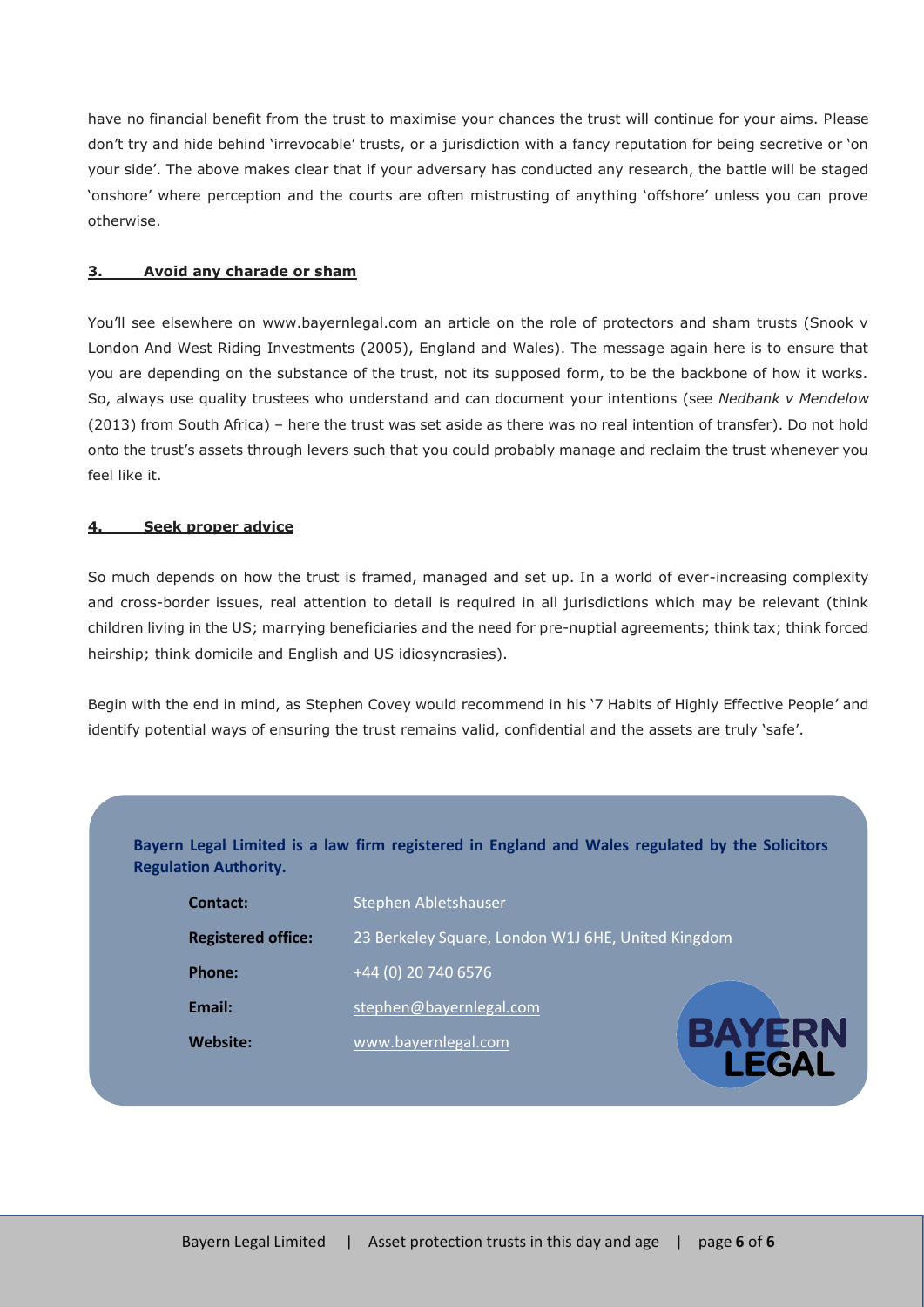have no financial benefit from the trust to maximise your chances the trust will continue for your aims. Please don't try and hide behind 'irrevocable' trusts, or a jurisdiction with a fancy reputation for being secretive or 'on your side'. The above makes clear that if your adversary has conducted any research, the battle will be staged 'onshore' where perception and the courts are often mistrusting of anything 'offshore' unless you can prove otherwise.

## 3. Avoid any charade or sham

You'll see elsewhere on www.bayernlegal.com an article on the role of protectors and sham trusts (Snook v London And West Riding Investments (2005), England and Wales). The message again here is to ensure that you are depending on the substance of the trust, not its supposed form, to be the backbone of how it works. So, always use quality trustees who understand and can document your intentions (see *Nedbank v Mendelow* (2013) from South Africa) – here the trust was set aside as there was no real intention of transfer). Do not hold onto the trust's assets through levers such that you could probably manage and reclaim the trust whenever you feel like it.

## 4. Seek proper advice

So much depends on how the trust is framed, managed and set up. In a world of ever-increasing complexity and cross-border issues, real attention to detail is required in all jurisdictions which may be relevant (think children living in the US; marrying beneficiaries and the need for pre-nuptial agreements; think tax; think forced heirship; think domicile and English and US idiosyncrasies).

Begin with the end in mind, as Stephen Covey would recommend in his '7 Habits of Highly Effective People' and identify potential ways of ensuring the trust remains valid, confidential and the assets are truly 'safe'.

**Bayern Legal Limited is a law firm registered in England and Wales regulated by the Solicitors Regulation Authority.**

| | |
|---|---|
| **Contact:** | Stephen Abletshauser |
| **Registered office:** | 23 Berkeley Square, London W1J 6HE, United Kingdom |
| **Phone:** | +44 (0) 20 740 6576 |
| **Email:** | stephen@bayernlegal.com |
| **Website:** | www.bayernlegal.com |

BAYERN LEGAL